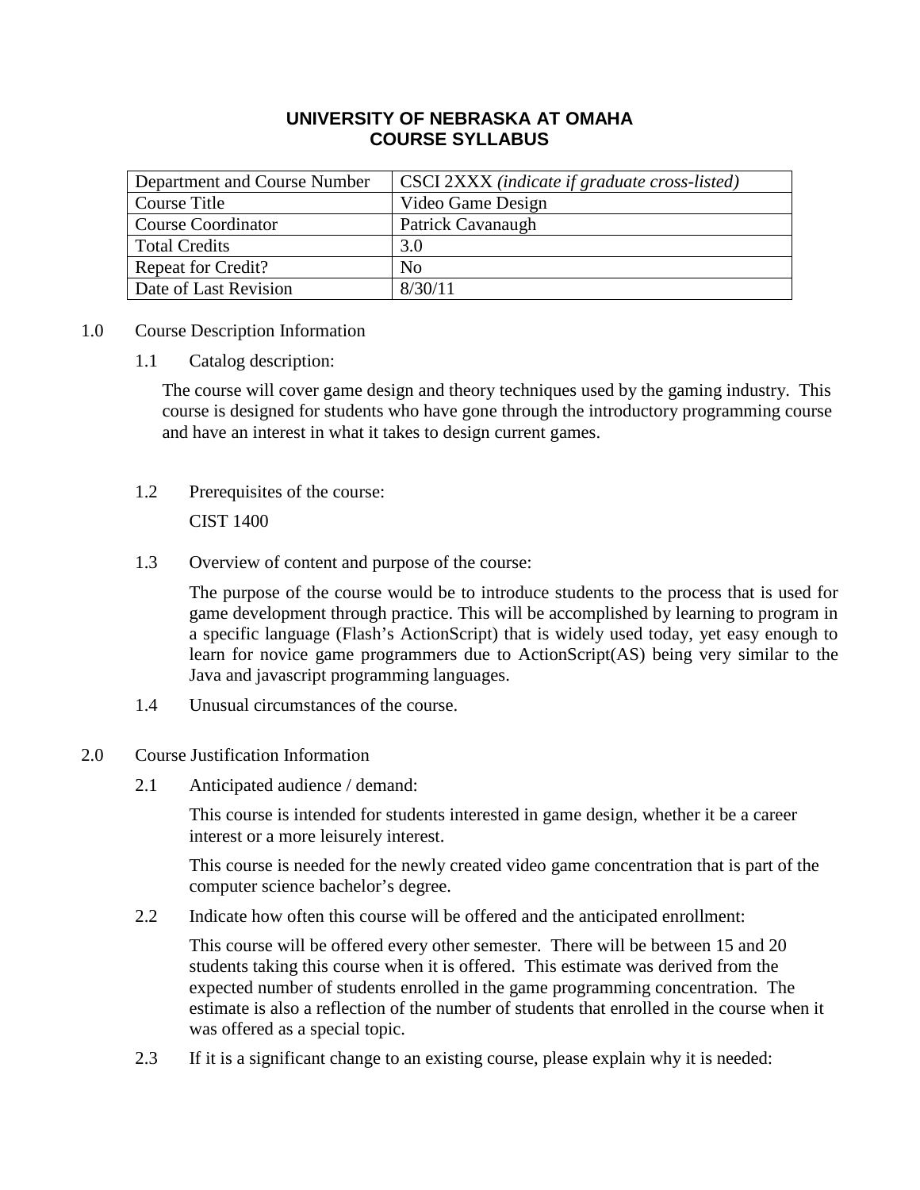# UNIVERSITY OF NEBRASKA AT OMAHA
# COURSE SYLLABUS

| Department and Course Number | CSCI 2XXX *(indicate if graduate cross-listed)* |
|---|---|
| Course Title | Video Game Design |
| Course Coordinator | Patrick Cavanaugh |
| Total Credits | 3.0 |
| Repeat for Credit? | No |
| Date of Last Revision | 8/30/11 |

## 1.0 Course Description Information

### 1.1 Catalog description:

The course will cover game design and theory techniques used by the gaming industry. This course is designed for students who have gone through the introductory programming course and have an interest in what it takes to design current games.

### 1.2 Prerequisites of the course:

CIST 1400

### 1.3 Overview of content and purpose of the course:

The purpose of the course would be to introduce students to the process that is used for game development through practice. This will be accomplished by learning to program in a specific language (Flash's ActionScript) that is widely used today, yet easy enough to learn for novice game programmers due to ActionScript(AS) being very similar to the Java and javascript programming languages.

### 1.4 Unusual circumstances of the course.

## 2.0 Course Justification Information

### 2.1 Anticipated audience / demand:

This course is intended for students interested in game design, whether it be a career interest or a more leisurely interest.

This course is needed for the newly created video game concentration that is part of the computer science bachelor's degree.

### 2.2 Indicate how often this course will be offered and the anticipated enrollment:

This course will be offered every other semester. There will be between 15 and 20 students taking this course when it is offered. This estimate was derived from the expected number of students enrolled in the game programming concentration. The estimate is also a reflection of the number of students that enrolled in the course when it was offered as a special topic.

### 2.3 If it is a significant change to an existing course, please explain why it is needed: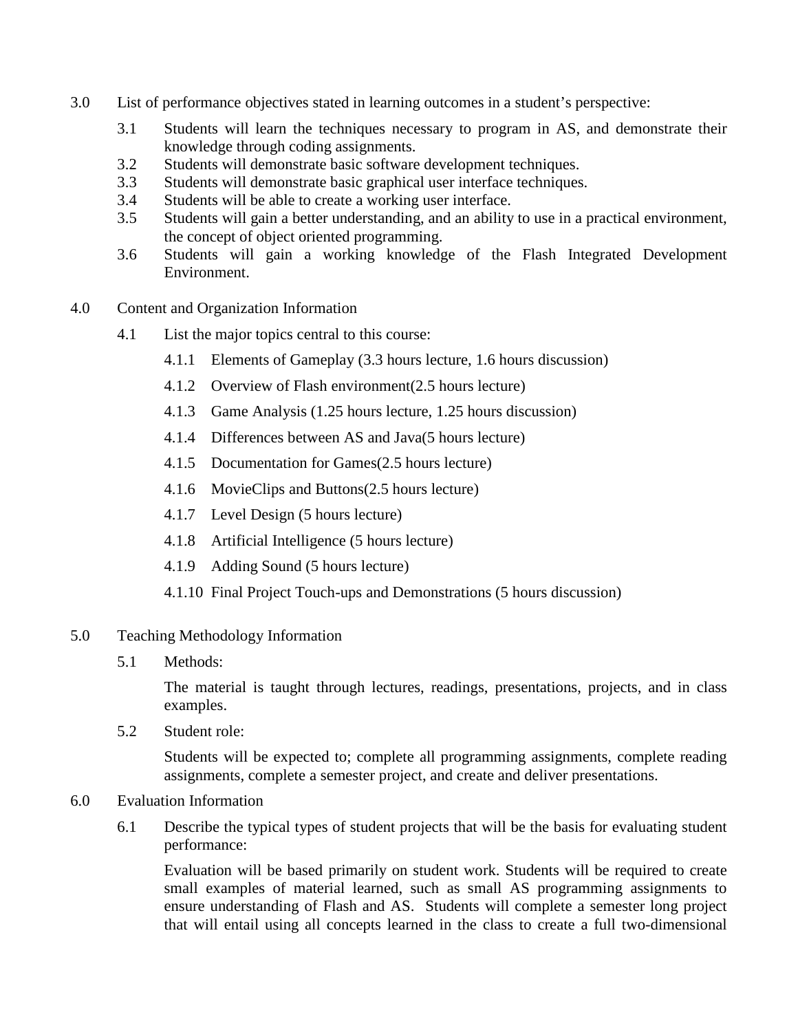3.0 List of performance objectives stated in learning outcomes in a student's perspective:

- 3.1 Students will learn the techniques necessary to program in AS, and demonstrate their knowledge through coding assignments.
- 3.2 Students will demonstrate basic software development techniques.
- 3.3 Students will demonstrate basic graphical user interface techniques.
- 3.4 Students will be able to create a working user interface.
- 3.5 Students will gain a better understanding, and an ability to use in a practical environment, the concept of object oriented programming.
- 3.6 Students will gain a working knowledge of the Flash Integrated Development Environment.

4.0 Content and Organization Information

4.1 List the major topics central to this course:

- 4.1.1 Elements of Gameplay (3.3 hours lecture, 1.6 hours discussion)
- 4.1.2 Overview of Flash environment(2.5 hours lecture)
- 4.1.3 Game Analysis (1.25 hours lecture, 1.25 hours discussion)
- 4.1.4 Differences between AS and Java(5 hours lecture)
- 4.1.5 Documentation for Games(2.5 hours lecture)
- 4.1.6 MovieClips and Buttons(2.5 hours lecture)
- 4.1.7 Level Design (5 hours lecture)
- 4.1.8 Artificial Intelligence (5 hours lecture)
- 4.1.9 Adding Sound (5 hours lecture)
- 4.1.10 Final Project Touch-ups and Demonstrations (5 hours discussion)

5.0 Teaching Methodology Information

5.1 Methods:

The material is taught through lectures, readings, presentations, projects, and in class examples.

5.2 Student role:

Students will be expected to; complete all programming assignments, complete reading assignments, complete a semester project, and create and deliver presentations.

6.0 Evaluation Information

6.1 Describe the typical types of student projects that will be the basis for evaluating student performance:

Evaluation will be based primarily on student work. Students will be required to create small examples of material learned, such as small AS programming assignments to ensure understanding of Flash and AS. Students will complete a semester long project that will entail using all concepts learned in the class to create a full two-dimensional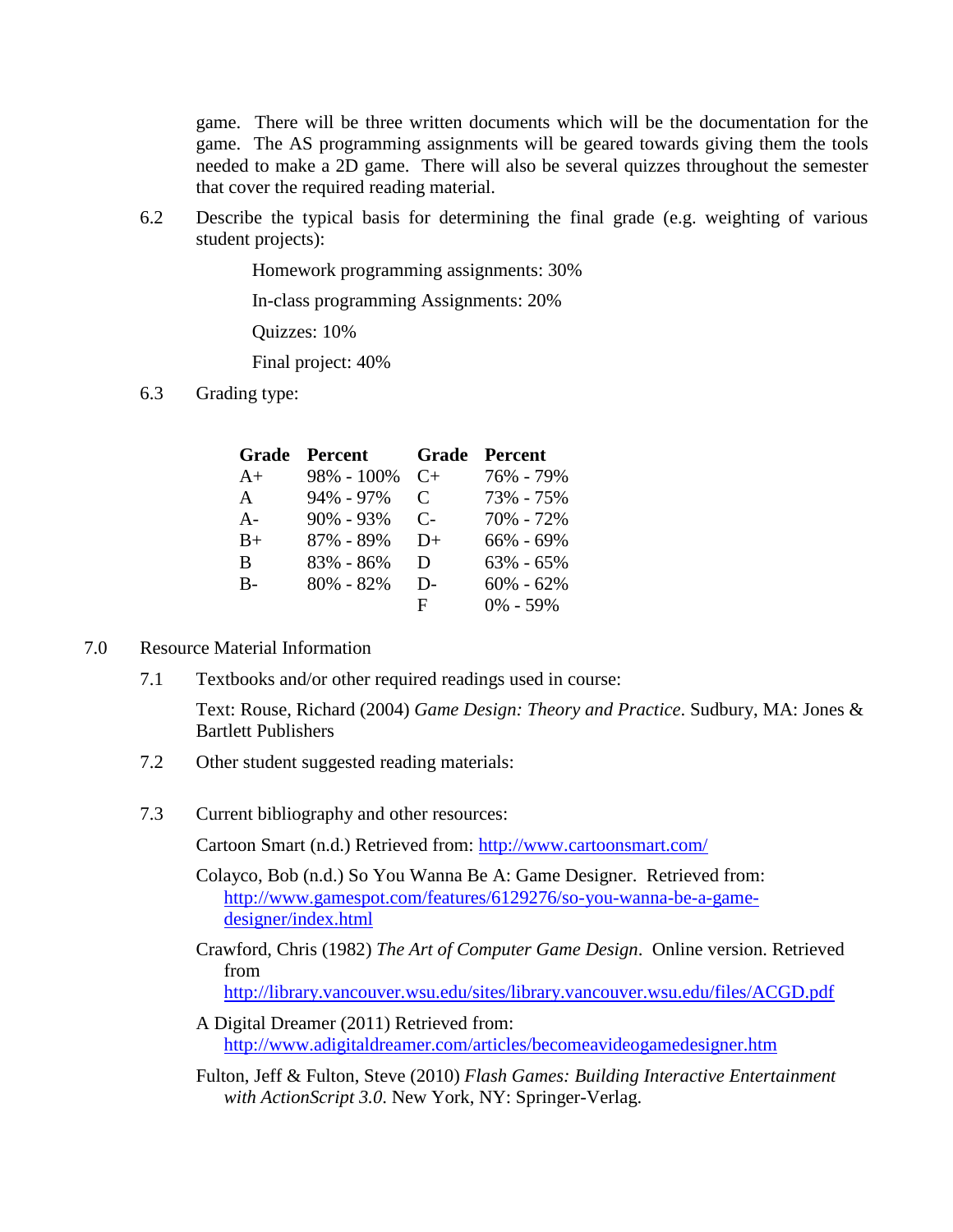game. There will be three written documents which will be the documentation for the game. The AS programming assignments will be geared towards giving them the tools needed to make a 2D game. There will also be several quizzes throughout the semester that cover the required reading material.

6.2 Describe the typical basis for determining the final grade (e.g. weighting of various student projects):

Homework programming assignments: 30%

In-class programming Assignments: 20%

Quizzes: 10%

Final project: 40%

6.3 Grading type:

| Grade | Percent | Grade | Percent |
|---|---|---|---|
| A+ | 98% - 100% | C+ | 76% - 79% |
| A | 94% - 97% | C | 73% - 75% |
| A- | 90% - 93% | C- | 70% - 72% |
| B+ | 87% - 89% | D+ | 66% - 69% |
| B | 83% - 86% | D | 63% - 65% |
| B- | 80% - 82% | D- | 60% - 62% |
| | | F | 0% - 59% |

7.0 Resource Material Information

7.1 Textbooks and/or other required readings used in course:

Text: Rouse, Richard (2004) *Game Design: Theory and Practice*. Sudbury, MA: Jones & Bartlett Publishers

7.2 Other student suggested reading materials:

7.3 Current bibliography and other resources:

Cartoon Smart (n.d.) Retrieved from: http://www.cartoonsmart.com/

Colayco, Bob (n.d.) So You Wanna Be A: Game Designer. Retrieved from: http://www.gamespot.com/features/6129276/so-you-wanna-be-a-game-designer/index.html

Crawford, Chris (1982) *The Art of Computer Game Design*. Online version. Retrieved from http://library.vancouver.wsu.edu/sites/library.vancouver.wsu.edu/files/ACGD.pdf

A Digital Dreamer (2011) Retrieved from: http://www.adigitaldreamer.com/articles/becomeavideogamedesigner.htm

Fulton, Jeff & Fulton, Steve (2010) *Flash Games: Building Interactive Entertainment with ActionScript 3.0*. New York, NY: Springer-Verlag.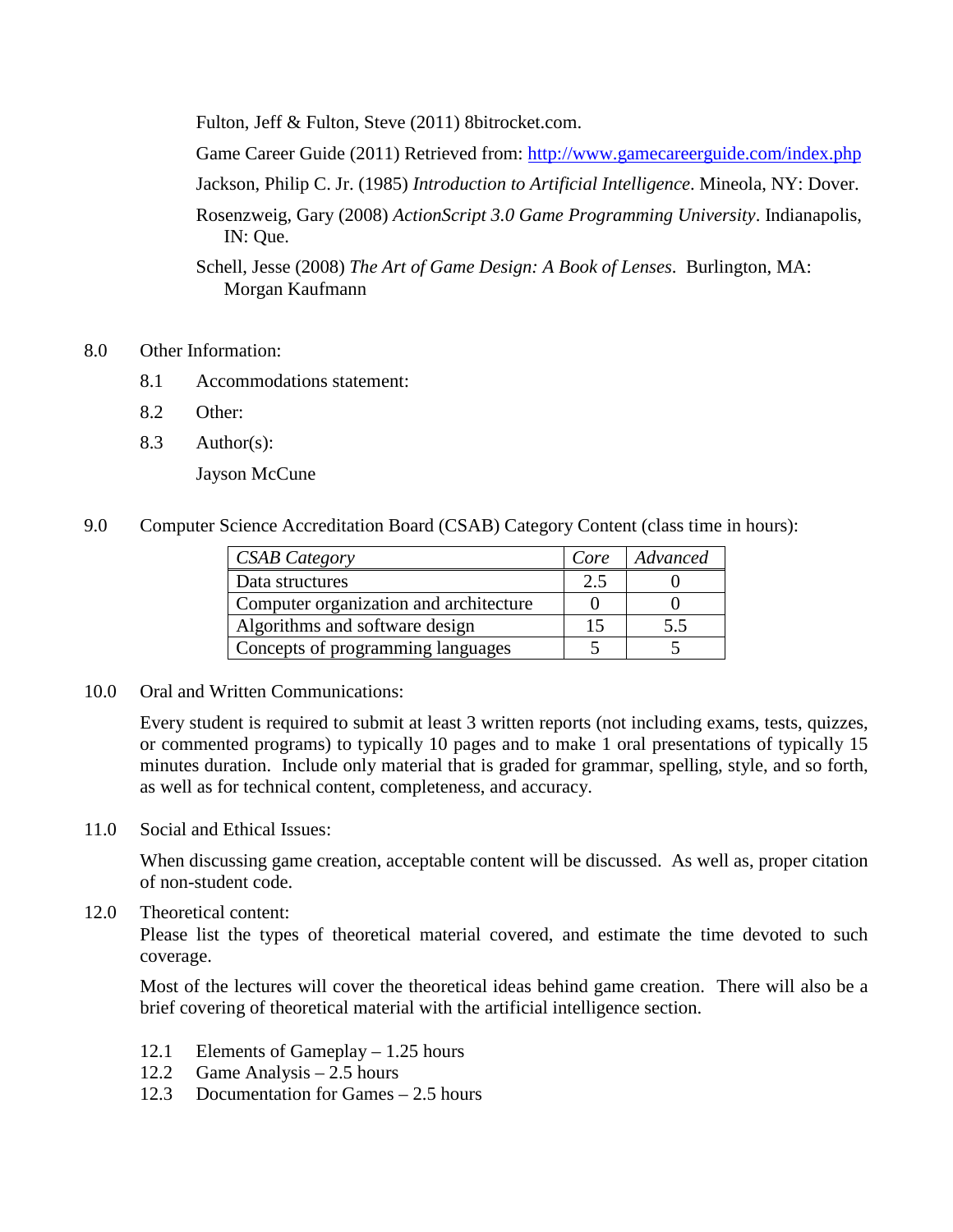Fulton, Jeff & Fulton, Steve (2011) 8bitrocket.com.

Game Career Guide (2011) Retrieved from: [http://www.gamecareerguide.com/index.php](http://www.gamecareerguide.com/index.php)

Jackson, Philip C. Jr. (1985) *Introduction to Artificial Intelligence*. Mineola, NY: Dover.

Rosenzweig, Gary (2008) *ActionScript 3.0 Game Programming University*. Indianapolis, IN: Que.

Schell, Jesse (2008) *The Art of Game Design: A Book of Lenses*. Burlington, MA: Morgan Kaufmann

8.0 Other Information:

8.1 Accommodations statement:

8.2 Other:

8.3 Author(s):

Jayson McCune

9.0 Computer Science Accreditation Board (CSAB) Category Content (class time in hours):

| *CSAB Category* | *Core* | *Advanced* |
|---|---|---|
| Data structures | 2.5 | 0 |
| Computer organization and architecture | 0 | 0 |
| Algorithms and software design | 15 | 5.5 |
| Concepts of programming languages | 5 | 5 |

10.0 Oral and Written Communications:

Every student is required to submit at least 3 written reports (not including exams, tests, quizzes, or commented programs) to typically 10 pages and to make 1 oral presentations of typically 15 minutes duration. Include only material that is graded for grammar, spelling, style, and so forth, as well as for technical content, completeness, and accuracy.

11.0 Social and Ethical Issues:

When discussing game creation, acceptable content will be discussed. As well as, proper citation of non-student code.

12.0 Theoretical content:

Please list the types of theoretical material covered, and estimate the time devoted to such coverage.

Most of the lectures will cover the theoretical ideas behind game creation. There will also be a brief covering of theoretical material with the artificial intelligence section.

12.1 Elements of Gameplay – 1.25 hours
12.2 Game Analysis – 2.5 hours
12.3 Documentation for Games – 2.5 hours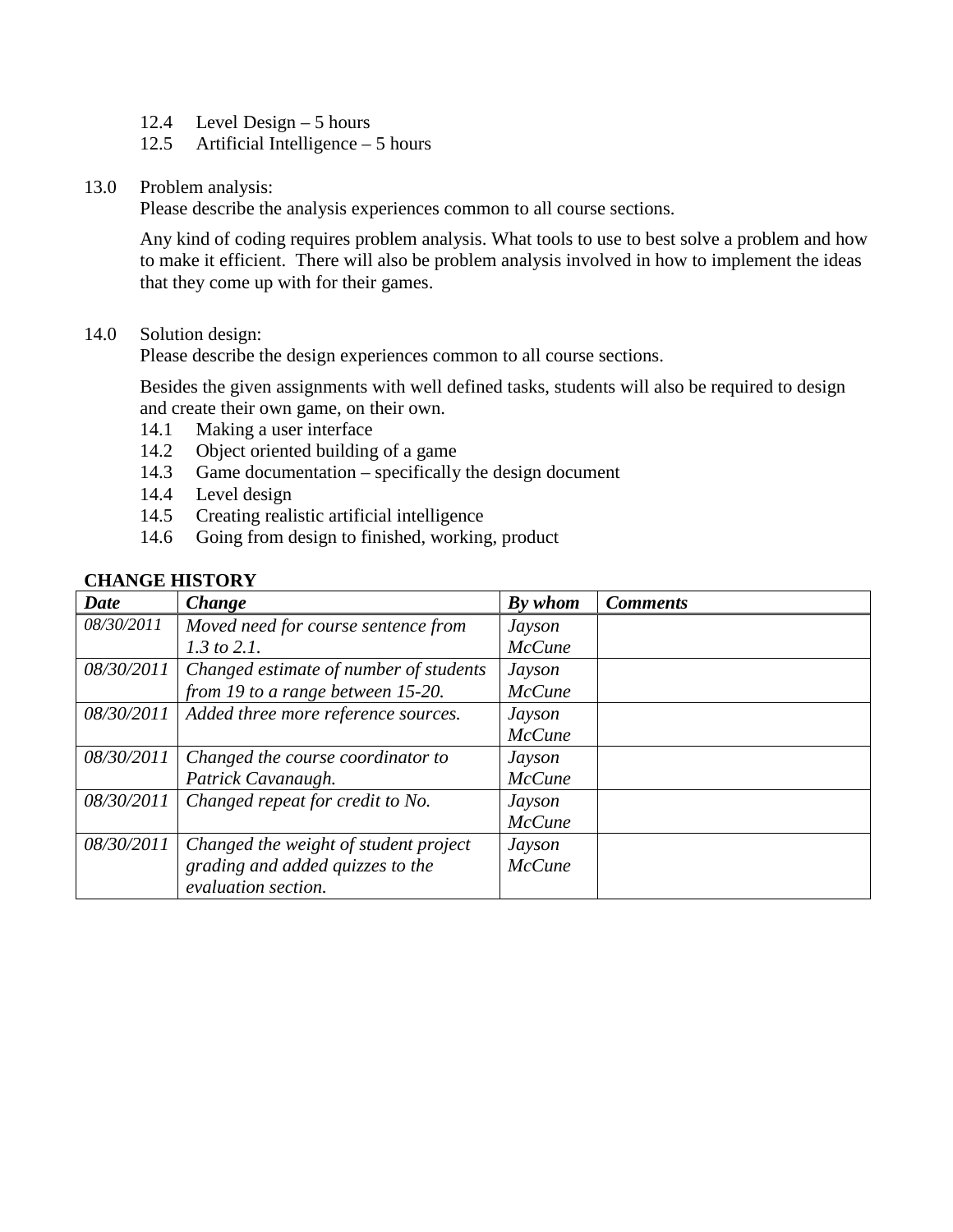12.4 Level Design – 5 hours
12.5 Artificial Intelligence – 5 hours

13.0 Problem analysis:
Please describe the analysis experiences common to all course sections.

Any kind of coding requires problem analysis. What tools to use to best solve a problem and how to make it efficient. There will also be problem analysis involved in how to implement the ideas that they come up with for their games.

14.0 Solution design:
Please describe the design experiences common to all course sections.

Besides the given assignments with well defined tasks, students will also be required to design and create their own game, on their own.

14.1 Making a user interface
14.2 Object oriented building of a game
14.3 Game documentation – specifically the design document
14.4 Level design
14.5 Creating realistic artificial intelligence
14.6 Going from design to finished, working, product

**CHANGE HISTORY**

| ***Date*** | ***Change*** | ***By whom*** | ***Comments*** |
|---|---|---|---|
| *08/30/2011* | *Moved need for course sentence from 1.3 to 2.1.* | *Jayson McCune* | |
| *08/30/2011* | *Changed estimate of number of students from 19 to a range between 15-20.* | *Jayson McCune* | |
| *08/30/2011* | *Added three more reference sources.* | *Jayson McCune* | |
| *08/30/2011* | *Changed the course coordinator to Patrick Cavanaugh.* | *Jayson McCune* | |
| *08/30/2011* | *Changed repeat for credit to No.* | *Jayson McCune* | |
| *08/30/2011* | *Changed the weight of student project grading and added quizzes to the evaluation section.* | *Jayson McCune* | |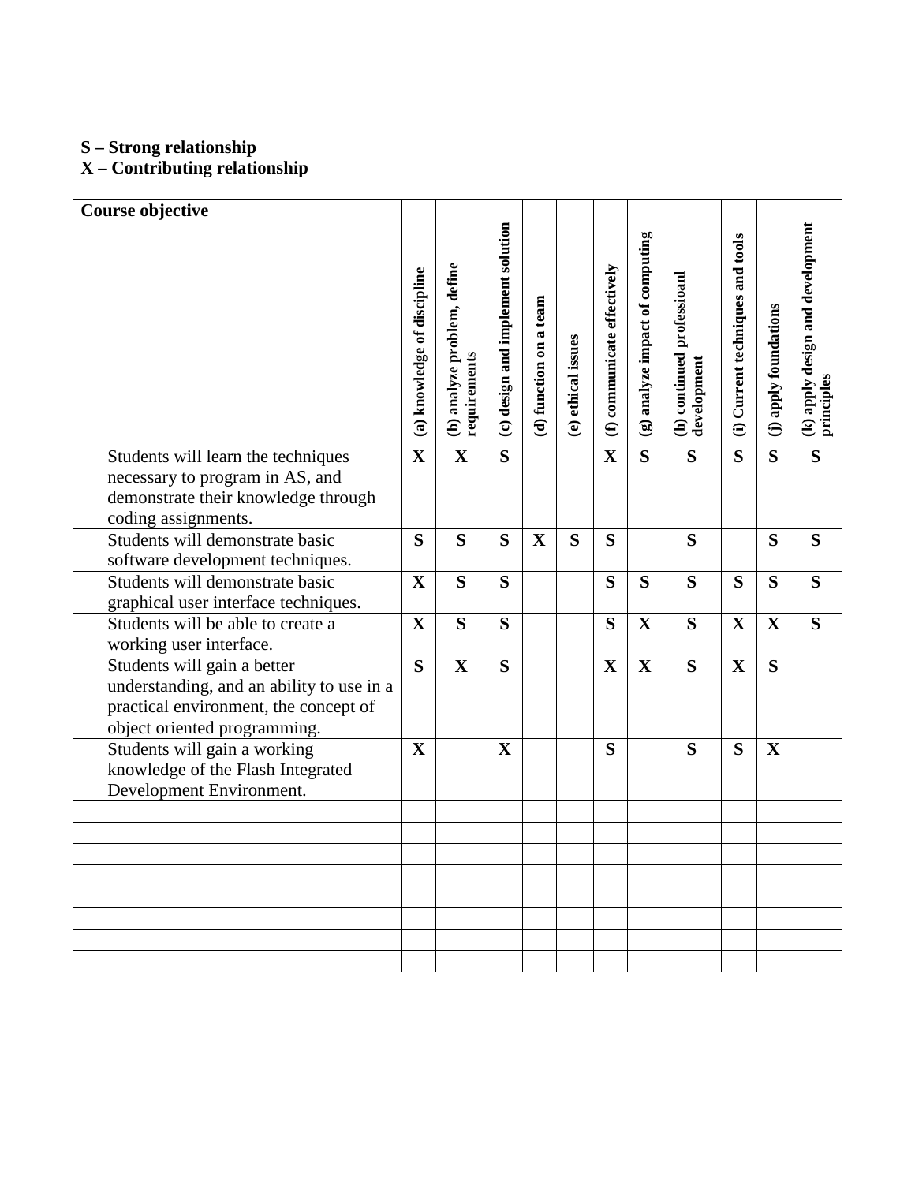**S – Strong relationship**
**X – Contributing relationship**

| **Course objective** | **(a) knowledge of discipline** | **(b) analyze problem, define requirements** | **(c) design and implement solution** | **(d) function on a team** | **(e) ethical issues** | **(f) communicate effectively** | **(g) analyze impact of computing** | **(h) continued professioanl development** | **(i) Current techniques and tools** | **(j) apply foundations** | **(k) apply design and development principles** |
|---|---|---|---|---|---|---|---|---|---|---|---|
| Students will learn the techniques necessary to program in AS, and demonstrate their knowledge through coding assignments. | **X** | **X** | **S** | | | **X** | **S** | **S** | **S** | **S** | **S** |
| Students will demonstrate basic software development techniques. | **S** | **S** | **S** | **X** | **S** | **S** | | **S** | | **S** | **S** |
| Students will demonstrate basic graphical user interface techniques. | **X** | **S** | **S** | | | **S** | **S** | **S** | **S** | **S** | **S** |
| Students will be able to create a working user interface. | **X** | **S** | **S** | | | **S** | **X** | **S** | **X** | **X** | **S** |
| Students will gain a better understanding, and an ability to use in a practical environment, the concept of object oriented programming. | **S** | **X** | **S** | | | **X** | **X** | **S** | **X** | **S** | |
| Students will gain a working knowledge of the Flash Integrated Development Environment. | **X** | | **X** | | | **S** | | **S** | **S** | **X** | |
| | | | | | | | | | | | |
| | | | | | | | | | | | |
| | | | | | | | | | | | |
| | | | | | | | | | | | |
| | | | | | | | | | | | |
| | | | | | | | | | | | |
| | | | | | | | | | | | |
| | | | | | | | | | | | |